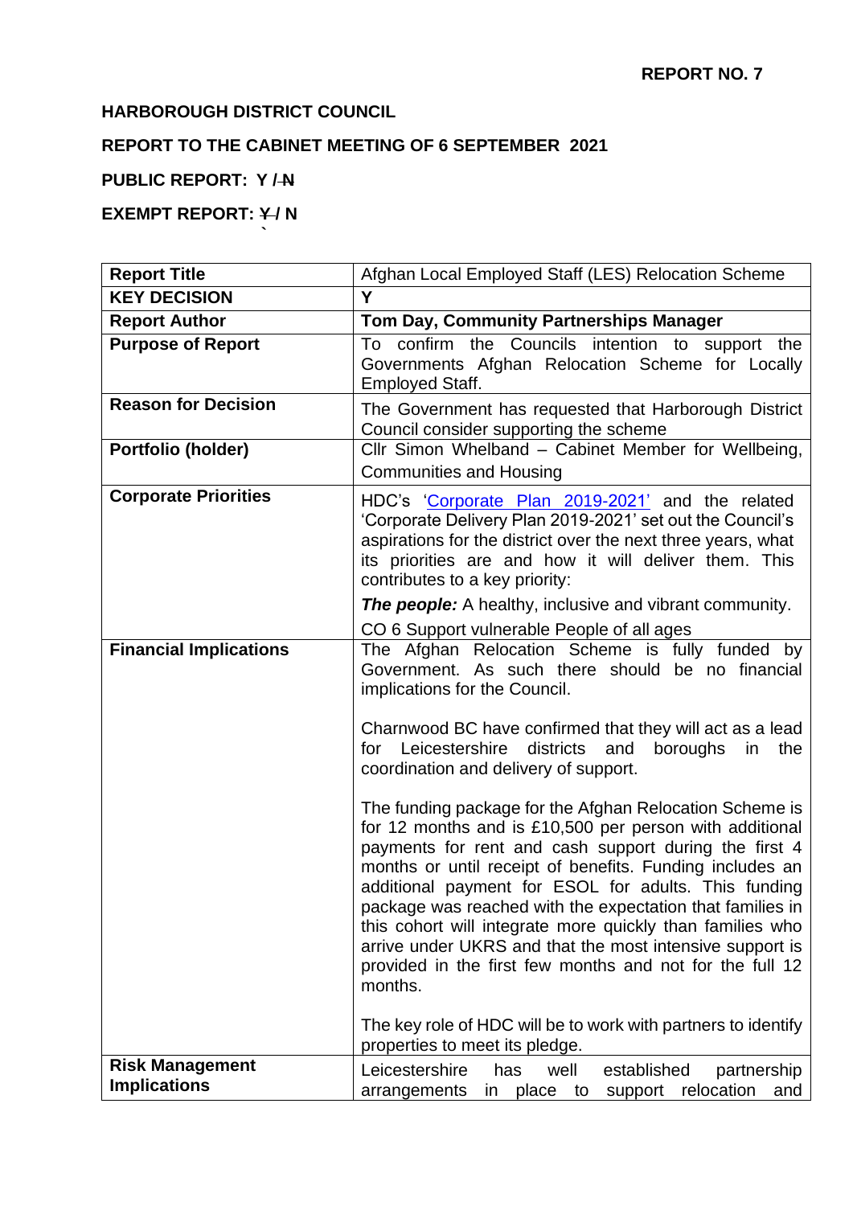**REPORT NO. 7**

**HARBOROUGH DISTRICT COUNCIL**

**REPORT TO THE CABINET MEETING OF 6 SEPTEMBER 2021**

**PUBLIC REPORT: Y / ~~N~~**

**EXEMPT REPORT: ~~Y~~ / N**

| **Report Title** | Afghan Local Employed Staff (LES) Relocation Scheme |
|---|---|
| **KEY DECISION** | **Y** |
| **Report Author** | **Tom Day, Community Partnerships Manager** |
| **Purpose of Report** | To confirm the Councils intention to support the Governments Afghan Relocation Scheme for Locally Employed Staff. |
| **Reason for Decision** | The Government has requested that Harborough District Council consider supporting the scheme |
| **Portfolio (holder)** | Cllr Simon Whelband – Cabinet Member for Wellbeing, Communities and Housing |
| **Corporate Priorities** | HDC's 'Corporate Plan 2019-2021' and the related 'Corporate Delivery Plan 2019-2021' set out the Council's aspirations for the district over the next three years, what its priorities are and how it will deliver them. This contributes to a key priority:<br><br>***The people:*** A healthy, inclusive and vibrant community.<br><br>CO 6 Support vulnerable People of all ages |
| **Financial Implications** | The Afghan Relocation Scheme is fully funded by Government. As such there should be no financial implications for the Council.<br><br>Charnwood BC have confirmed that they will act as a lead for Leicestershire districts and boroughs in the coordination and delivery of support.<br><br>The funding package for the Afghan Relocation Scheme is for 12 months and is £10,500 per person with additional payments for rent and cash support during the first 4 months or until receipt of benefits. Funding includes an additional payment for ESOL for adults. This funding package was reached with the expectation that families in this cohort will integrate more quickly than families who arrive under UKRS and that the most intensive support is provided in the first few months and not for the full 12 months.<br><br>The key role of HDC will be to work with partners to identify properties to meet its pledge. |
| **Risk Management Implications** | Leicestershire has well established partnership arrangements in place to support relocation and |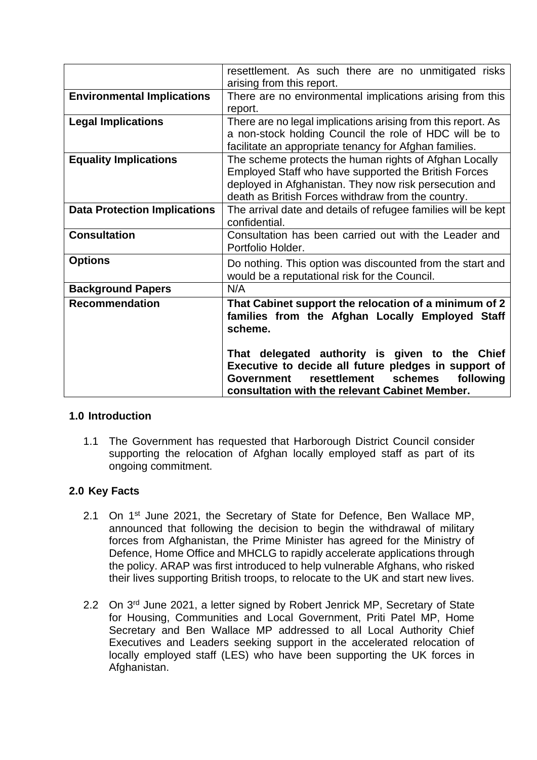| | |
|---|---|
| | resettlement. As such there are no unmitigated risks arising from this report. |
| **Environmental Implications** | There are no environmental implications arising from this report. |
| **Legal Implications** | There are no legal implications arising from this report. As a non-stock holding Council the role of HDC will be to facilitate an appropriate tenancy for Afghan families. |
| **Equality Implications** | The scheme protects the human rights of Afghan Locally Employed Staff who have supported the British Forces deployed in Afghanistan. They now risk persecution and death as British Forces withdraw from the country. |
| **Data Protection Implications** | The arrival date and details of refugee families will be kept confidential. |
| **Consultation** | Consultation has been carried out with the Leader and Portfolio Holder. |
| **Options** | Do nothing. This option was discounted from the start and would be a reputational risk for the Council. |
| **Background Papers** | N/A |
| **Recommendation** | **That Cabinet support the relocation of a minimum of 2 families from the Afghan Locally Employed Staff scheme.**<br><br>**That delegated authority is given to the Chief Executive to decide all future pledges in support of Government resettlement schemes following consultation with the relevant Cabinet Member.** |

## 1.0 Introduction

1.1 The Government has requested that Harborough District Council consider supporting the relocation of Afghan locally employed staff as part of its ongoing commitment.

## 2.0 Key Facts

2.1 On 1st June 2021, the Secretary of State for Defence, Ben Wallace MP, announced that following the decision to begin the withdrawal of military forces from Afghanistan, the Prime Minister has agreed for the Ministry of Defence, Home Office and MHCLG to rapidly accelerate applications through the policy. ARAP was first introduced to help vulnerable Afghans, who risked their lives supporting British troops, to relocate to the UK and start new lives.

2.2 On 3rd June 2021, a letter signed by Robert Jenrick MP, Secretary of State for Housing, Communities and Local Government, Priti Patel MP, Home Secretary and Ben Wallace MP addressed to all Local Authority Chief Executives and Leaders seeking support in the accelerated relocation of locally employed staff (LES) who have been supporting the UK forces in Afghanistan.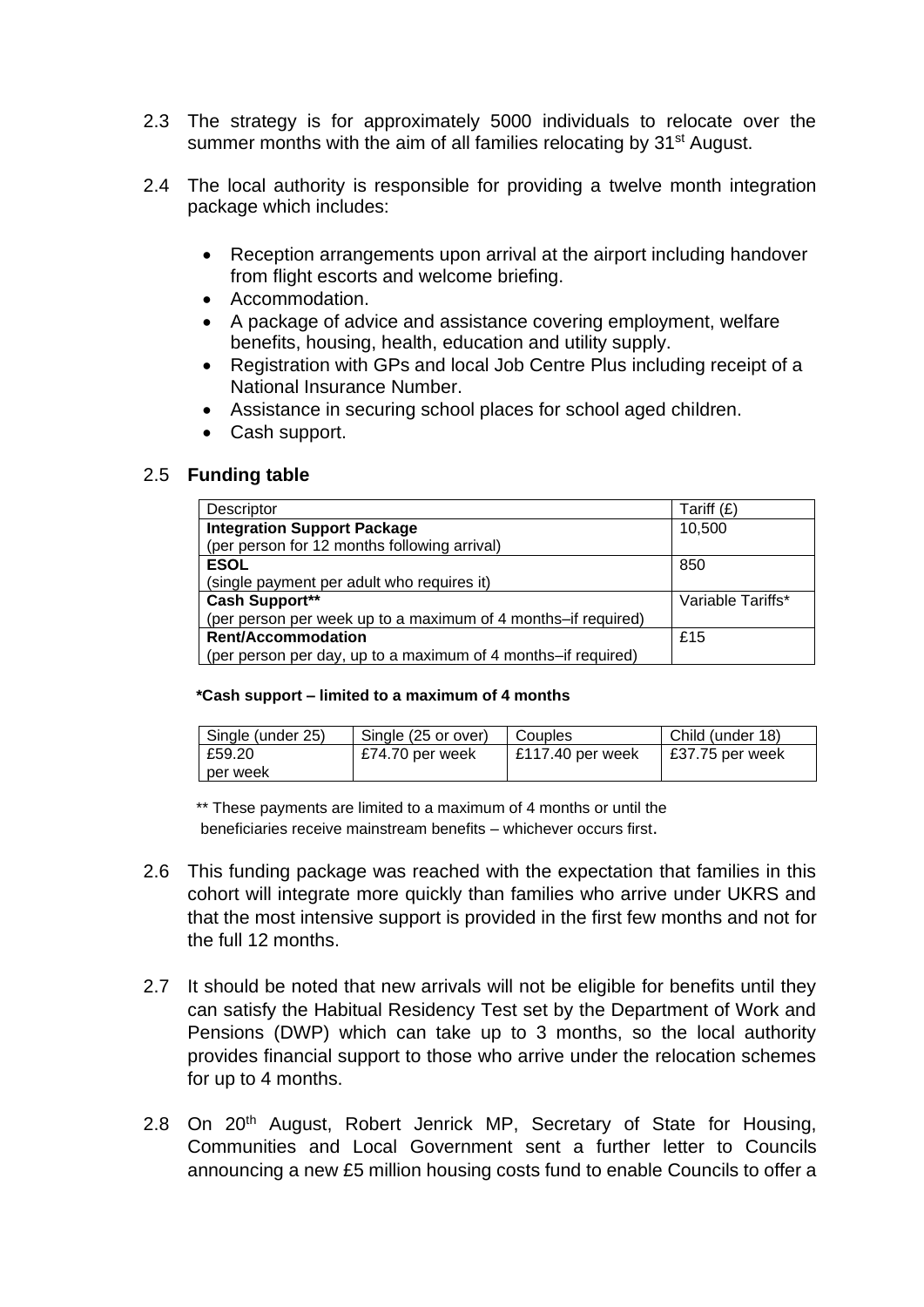2.3 The strategy is for approximately 5000 individuals to relocate over the summer months with the aim of all families relocating by 31st August.

2.4 The local authority is responsible for providing a twelve month integration package which includes:

- Reception arrangements upon arrival at the airport including handover from flight escorts and welcome briefing.
- Accommodation.
- A package of advice and assistance covering employment, welfare benefits, housing, health, education and utility supply.
- Registration with GPs and local Job Centre Plus including receipt of a National Insurance Number.
- Assistance in securing school places for school aged children.
- Cash support.

2.5 **Funding table**

| Descriptor | Tariff (£) |
|---|---|
| **Integration Support Package**<br>(per person for 12 months following arrival) | 10,500 |
| **ESOL**<br>(single payment per adult who requires it) | 850 |
| **Cash Support****<br>(per person per week up to a maximum of 4 months–if required) | Variable Tariffs* |
| **Rent/Accommodation**<br>(per person per day, up to a maximum of 4 months–if required) | £15 |

***Cash support – limited to a maximum of 4 months**

| Single (under 25) | Single (25 or over) | Couples | Child (under 18) |
|---|---|---|---|
| £59.20 per week | £74.70 per week | £117.40 per week | £37.75 per week |

** These payments are limited to a maximum of 4 months or until the beneficiaries receive mainstream benefits – whichever occurs first.

2.6 This funding package was reached with the expectation that families in this cohort will integrate more quickly than families who arrive under UKRS and that the most intensive support is provided in the first few months and not for the full 12 months.

2.7 It should be noted that new arrivals will not be eligible for benefits until they can satisfy the Habitual Residency Test set by the Department of Work and Pensions (DWP) which can take up to 3 months, so the local authority provides financial support to those who arrive under the relocation schemes for up to 4 months.

2.8 On 20th August, Robert Jenrick MP, Secretary of State for Housing, Communities and Local Government sent a further letter to Councils announcing a new £5 million housing costs fund to enable Councils to offer a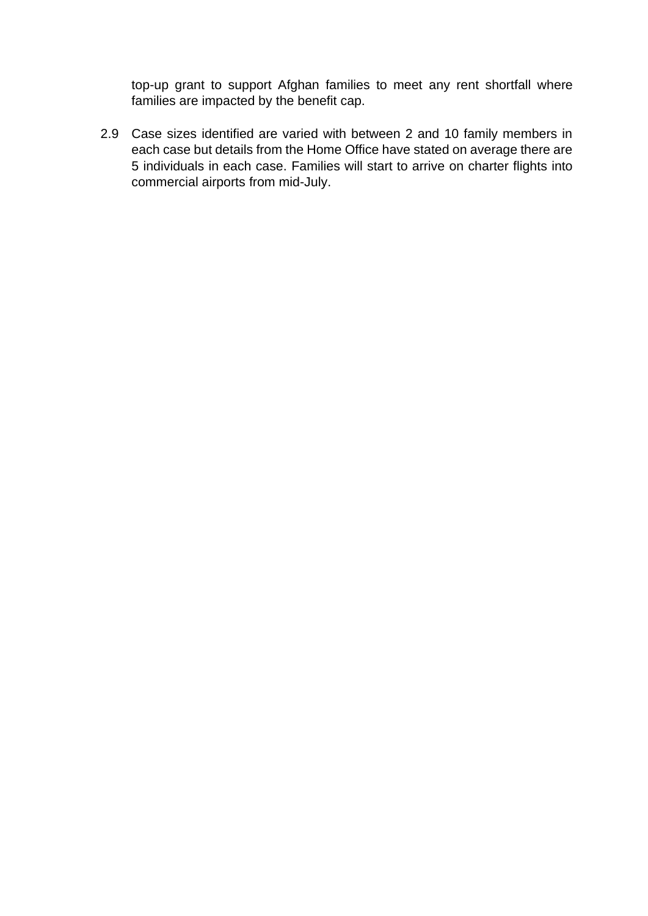top-up grant to support Afghan families to meet any rent shortfall where families are impacted by the benefit cap.

2.9 Case sizes identified are varied with between 2 and 10 family members in each case but details from the Home Office have stated on average there are 5 individuals in each case. Families will start to arrive on charter flights into commercial airports from mid-July.